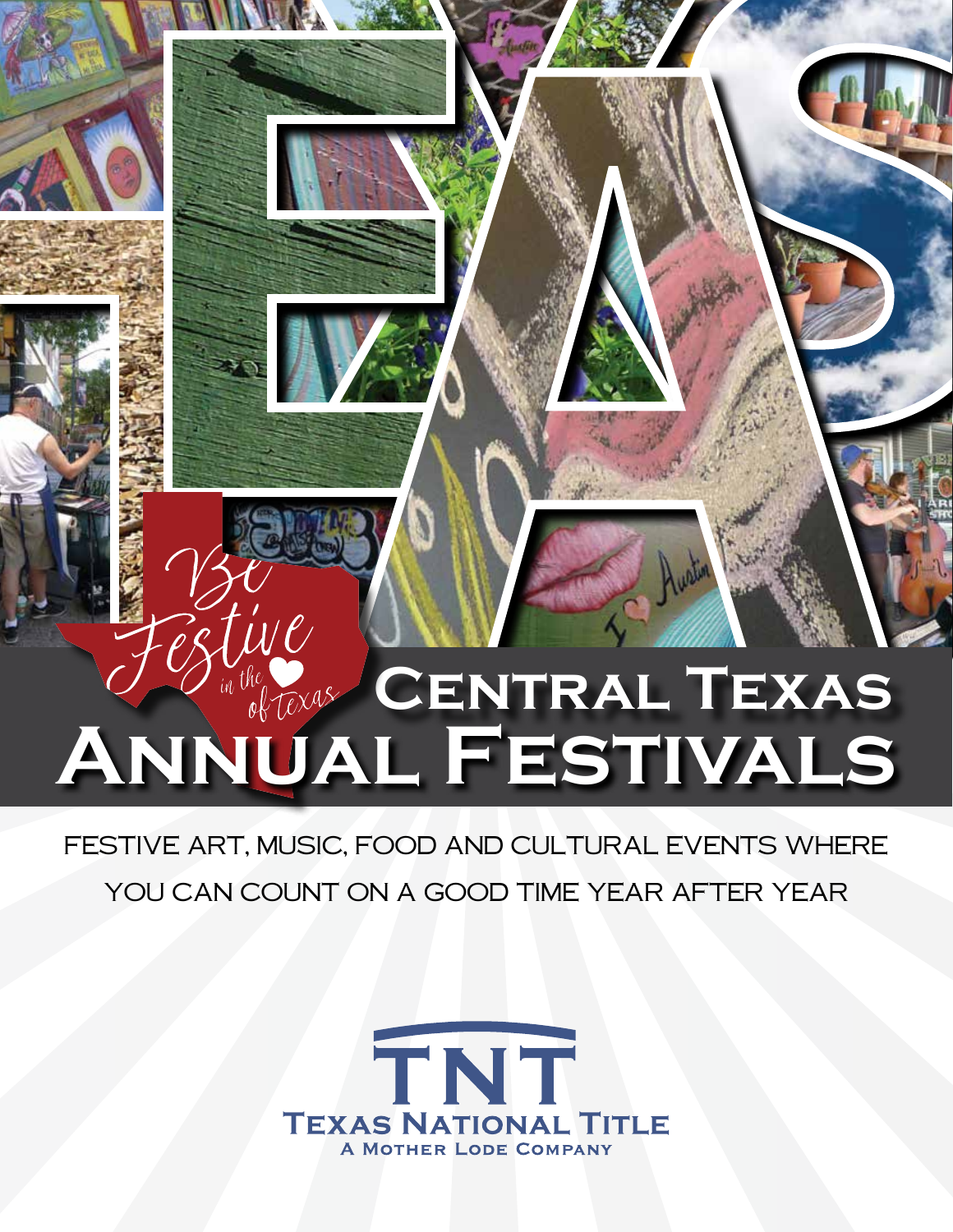*Be Festive in the ♥ of Texas*

# Central Texas Annual Festivals

FESTIVE ART, MUSIC, FOOD AND CULTURAL EVENTS WHERE YOU CAN COUNT ON A GOOD TIME YEAR AFTER YEAR

**TNT**
**Texas National Title**
A Mother Lode Company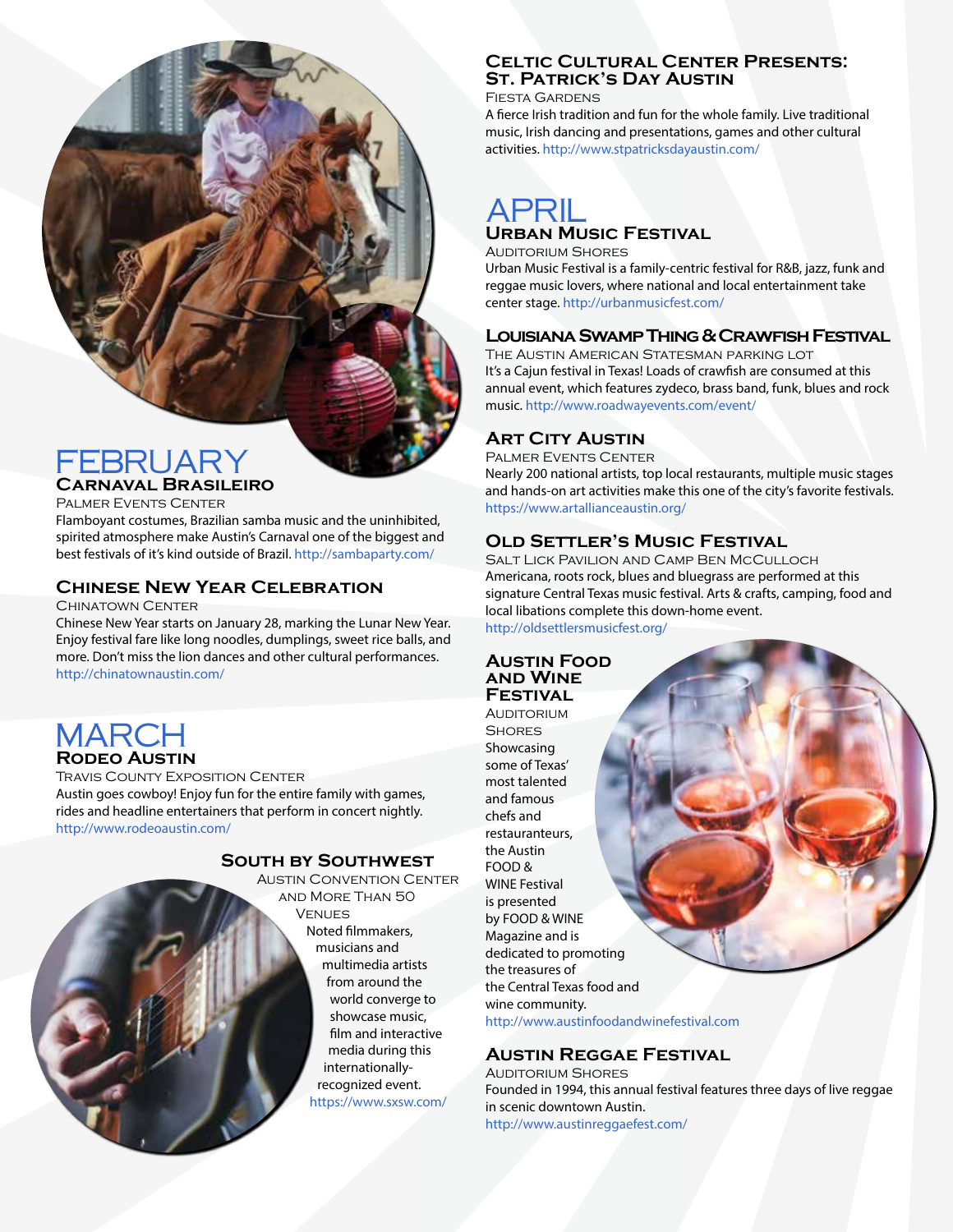## FEBRUARY

### Carnaval Brasileiro

Palmer Events Center

Flamboyant costumes, Brazilian samba music and the uninhibited, spirited atmosphere make Austin's Carnaval one of the biggest and best festivals of it's kind outside of Brazil. http://sambaparty.com/

### Chinese New Year Celebration

Chinatown Center

Chinese New Year starts on January 28, marking the Lunar New Year. Enjoy festival fare like long noodles, dumplings, sweet rice balls, and more. Don't miss the lion dances and other cultural performances. http://chinatownaustin.com/

## MARCH

### Rodeo Austin

Travis County Exposition Center

Austin goes cowboy! Enjoy fun for the entire family with games, rides and headline entertainers that perform in concert nightly. http://www.rodeoaustin.com/

### South by Southwest

Austin Convention Center and More Than 50 Venues

Noted filmmakers, musicians and multimedia artists from around the world converge to showcase music, film and interactive media during this internationally-recognized event. https://www.sxsw.com/

### Celtic Cultural Center Presents: St. Patrick's Day Austin

Fiesta Gardens

A fierce Irish tradition and fun for the whole family. Live traditional music, Irish dancing and presentations, games and other cultural activities. http://www.stpatricksdayaustin.com/

## APRIL

### Urban Music Festival

Auditorium Shores

Urban Music Festival is a family-centric festival for R&B, jazz, funk and reggae music lovers, where national and local entertainment take center stage. http://urbanmusicfest.com/

### Louisiana Swamp Thing & Crawfish Festival

The Austin American Statesman Parking Lot

It's a Cajun festival in Texas! Loads of crawfish are consumed at this annual event, which features zydeco, brass band, funk, blues and rock music. http://www.roadwayevents.com/event/

### Art City Austin

Palmer Events Center

Nearly 200 national artists, top local restaurants, multiple music stages and hands-on art activities make this one of the city's favorite festivals. https://www.artallianceaustin.org/

### Old Settler's Music Festival

Salt Lick Pavilion and Camp Ben McCulloch

Americana, roots rock, blues and bluegrass are performed at this signature Central Texas music festival. Arts & crafts, camping, food and local libations complete this down-home event. http://oldsettlersmusicfest.org/

### Austin Food and Wine Festival

Auditorium Shores

Showcasing some of Texas' most talented and famous chefs and restauranteurs, the Austin FOOD & WINE Festival is presented by FOOD & WINE Magazine and is dedicated to promoting the treasures of the Central Texas food and wine community. http://www.austinfoodandwinefestival.com

### Austin Reggae Festival

Auditorium Shores

Founded in 1994, this annual festival features three days of live reggae in scenic downtown Austin. http://www.austinreggaefest.com/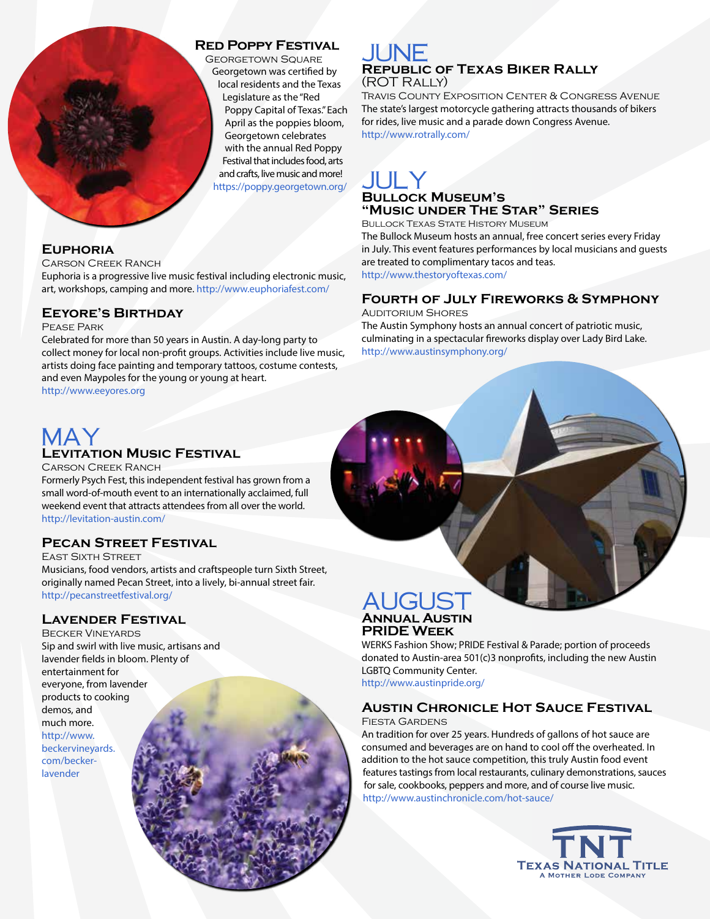### Red Poppy Festival

Georgetown Square

Georgetown was certified by local residents and the Texas Legislature as the "Red Poppy Capital of Texas." Each April as the poppies bloom, Georgetown celebrates with the annual Red Poppy Festival that includes food, arts and crafts, live music and more!
https://poppy.georgetown.org/

### Euphoria

Carson Creek Ranch

Euphoria is a progressive live music festival including electronic music, art, workshops, camping and more. http://www.euphoriafest.com/

### Eeyore's Birthday

Pease Park

Celebrated for more than 50 years in Austin. A day-long party to collect money for local non-profit groups. Activities include live music, artists doing face painting and temporary tattoos, costume contests, and even Maypoles for the young or young at heart.
http://www.eeyores.org

## MAY

### Levitation Music Festival

Carson Creek Ranch

Formerly Psych Fest, this independent festival has grown from a small word-of-mouth event to an internationally acclaimed, full weekend event that attracts attendees from all over the world.
http://levitation-austin.com/

### Pecan Street Festival

East Sixth Street

Musicians, food vendors, artists and craftspeople turn Sixth Street, originally named Pecan Street, into a lively, bi-annual street fair.
http://pecanstreetfestival.org/

### Lavender Festival

Becker Vineyards

Sip and swirl with live music, artisans and lavender fields in bloom. Plenty of entertainment for everyone, from lavender products to cooking demos, and much more.
http://www.beckervineyards.com/becker-lavender

## JUNE

### Republic of Texas Biker Rally (ROT Rally)

Travis County Exposition Center & Congress Avenue

The state's largest motorcycle gathering attracts thousands of bikers for rides, live music and a parade down Congress Avenue.
http://www.rotrally.com/

## JULY

### Bullock Museum's "Music under The Star" Series

Bullock Texas State History Museum

The Bullock Museum hosts an annual, free concert series every Friday in July. This event features performances by local musicians and guests are treated to complimentary tacos and teas.
http://www.thestoryoftexas.com/

### Fourth of July Fireworks & Symphony

Auditorium Shores

The Austin Symphony hosts an annual concert of patriotic music, culminating in a spectacular fireworks display over Lady Bird Lake.
http://www.austinsymphony.org/

## AUGUST

### Annual Austin PRIDE Week

WERKS Fashion Show; PRIDE Festival & Parade; portion of proceeds donated to Austin-area 501(c)3 nonprofits, including the new Austin LGBTQ Community Center.
http://www.austinpride.org/

### Austin Chronicle Hot Sauce Festival

Fiesta Gardens

An tradition for over 25 years. Hundreds of gallons of hot sauce are consumed and beverages are on hand to cool off the overheated. In addition to the hot sauce competition, this truly Austin food event features tastings from local restaurants, culinary demonstrations, sauces for sale, cookbooks, peppers and more, and of course live music.
http://www.austinchronicle.com/hot-sauce/

TNT
Texas National Title
A Mother Lode Company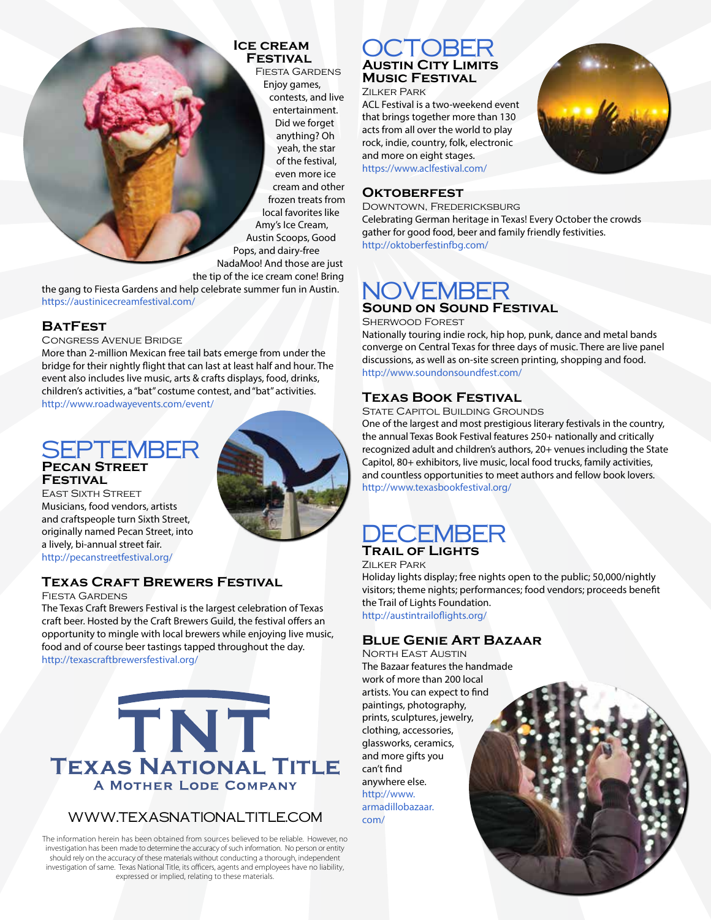### Ice Cream Festival

Fiesta Gardens

Enjoy games, contests, and live entertainment. Did we forget anything? Oh yeah, the star of the festival, even more ice cream and other frozen treats from local favorites like Amy's Ice Cream, Austin Scoops, Good Pops, and dairy-free NadaMoo! And those are just the tip of the ice cream cone! Bring the gang to Fiesta Gardens and help celebrate summer fun in Austin.
https://austinicecreamfestival.com/

### BatFest

Congress Avenue Bridge

More than 2-million Mexican free tail bats emerge from under the bridge for their nightly flight that can last at least half and hour. The event also includes live music, arts & crafts displays, food, drinks, children's activities, a "bat" costume contest, and "bat" activities.
http://www.roadwayevents.com/event/

## SEPTEMBER

### Pecan Street Festival

East Sixth Street

Musicians, food vendors, artists and craftspeople turn Sixth Street, originally named Pecan Street, into a lively, bi-annual street fair.
http://pecanstreetfestival.org/

### Texas Craft Brewers Festival

Fiesta Gardens

The Texas Craft Brewers Festival is the largest celebration of Texas craft beer. Hosted by the Craft Brewers Guild, the festival offers an opportunity to mingle with local brewers while enjoying live music, food and of course beer tastings tapped throughout the day.
http://texascraftbrewersfestival.org/

TNT
Texas National Title
A Mother Lode Company

WWW.TEXASNATIONALTITLE.COM

The information herein has been obtained from sources believed to be reliable. However, no investigation has been made to determine the accuracy of such information. No person or entity should rely on the accuracy of these materials without conducting a thorough, independent investigation of same. Texas National Title, its officers, agents and employees have no liability, expressed or implied, relating to these materials.

## OCTOBER

### Austin City Limits Music Festival

Zilker Park

ACL Festival is a two-weekend event that brings together more than 130 acts from all over the world to play rock, indie, country, folk, electronic and more on eight stages.
https://www.aclfestival.com/

### Oktoberfest

Downtown, Fredericksburg

Celebrating German heritage in Texas! Every October the crowds gather for good food, beer and family friendly festivities.
http://oktoberfestinfbg.com/

## NOVEMBER

### Sound on Sound Festival

Sherwood Forest

Nationally touring indie rock, hip hop, punk, dance and metal bands converge on Central Texas for three days of music. There are live panel discussions, as well as on-site screen printing, shopping and food.
http://www.soundonsoundfest.com/

### Texas Book Festival

State Capitol Building Grounds

One of the largest and most prestigious literary festivals in the country, the annual Texas Book Festival features 250+ nationally and critically recognized adult and children's authors, 20+ venues including the State Capitol, 80+ exhibitors, live music, local food trucks, family activities, and countless opportunities to meet authors and fellow book lovers.
http://www.texasbookfestival.org/

## DECEMBER

### Trail of Lights

Zilker Park

Holiday lights display; free nights open to the public; 50,000/nightly visitors; theme nights; performances; food vendors; proceeds benefit the Trail of Lights Foundation.
http://austintrailoflights.org/

### Blue Genie Art Bazaar

North East Austin

The Bazaar features the handmade work of more than 200 local artists. You can expect to find paintings, photography, prints, sculptures, jewelry, clothing, accessories, glassworks, ceramics, and more gifts you can't find anywhere else.
http://www.armadillobazaar.com/